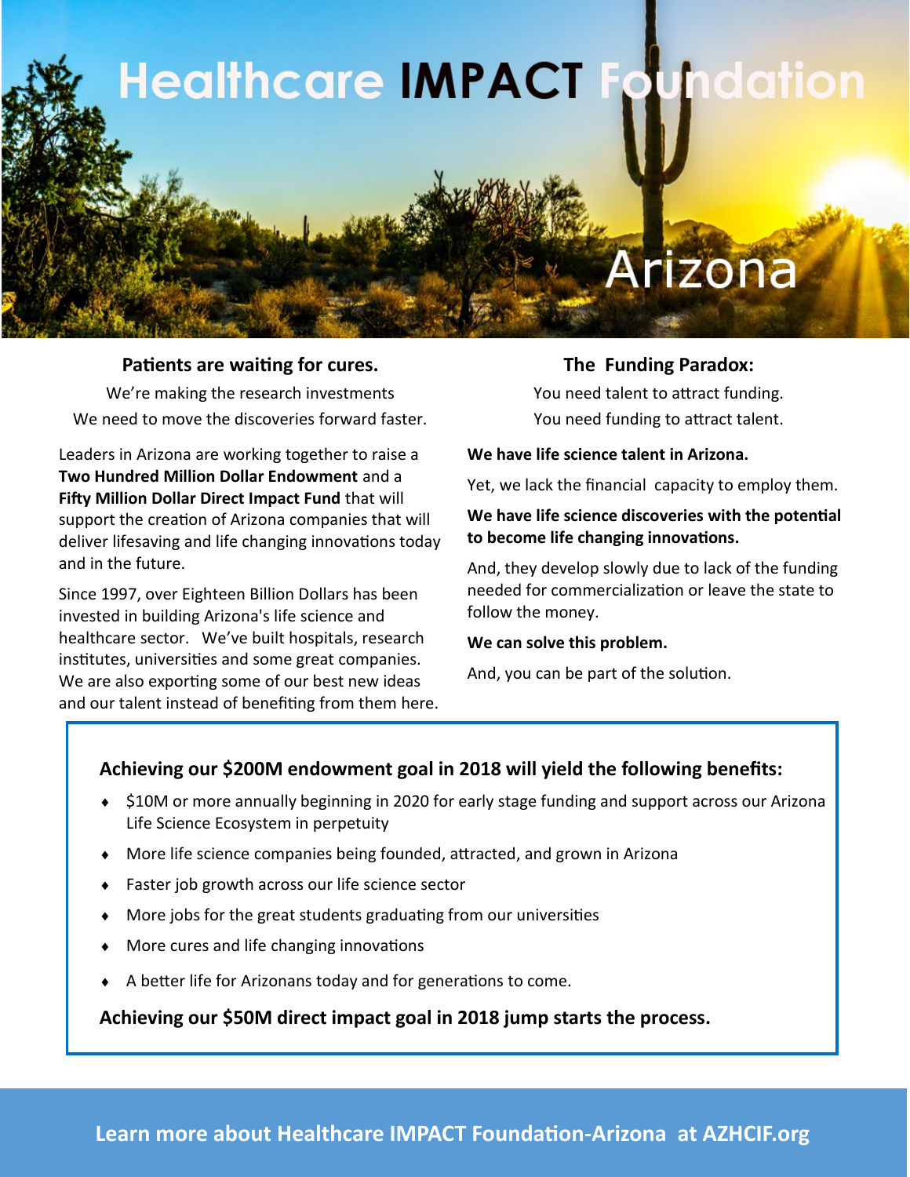# Healthcare IMPACT Foundation

## Arizona

**Patients are waiting for cures.**

We're making the research investments

We need to move the discoveries forward faster.

Leaders in Arizona are working together to raise a **Two Hundred Million Dollar Endowment** and a **Fifty Million Dollar Direct Impact Fund** that will support the creation of Arizona companies that will deliver lifesaving and life changing innovations today and in the future.

Since 1997, over Eighteen Billion Dollars has been invested in building Arizona's life science and healthcare sector. We've built hospitals, research institutes, universities and some great companies. We are also exporting some of our best new ideas and our talent instead of benefiting from them here.

**The Funding Paradox:**

You need talent to attract funding.

You need funding to attract talent.

**We have life science talent in Arizona.**

Yet, we lack the financial capacity to employ them.

**We have life science discoveries with the potential to become life changing innovations.**

And, they develop slowly due to lack of the funding needed for commercialization or leave the state to follow the money.

**We can solve this problem.**

And, you can be part of the solution.

**Achieving our $200M endowment goal in 2018 will yield the following benefits:**

- $10M or more annually beginning in 2020 for early stage funding and support across our Arizona Life Science Ecosystem in perpetuity
- More life science companies being founded, attracted, and grown in Arizona
- Faster job growth across our life science sector
- More jobs for the great students graduating from our universities
- More cures and life changing innovations
- A better life for Arizonans today and for generations to come.

**Achieving our $50M direct impact goal in 2018 jump starts the process.**

**Learn more about Healthcare IMPACT Foundation-Arizona at AZHCIF.org**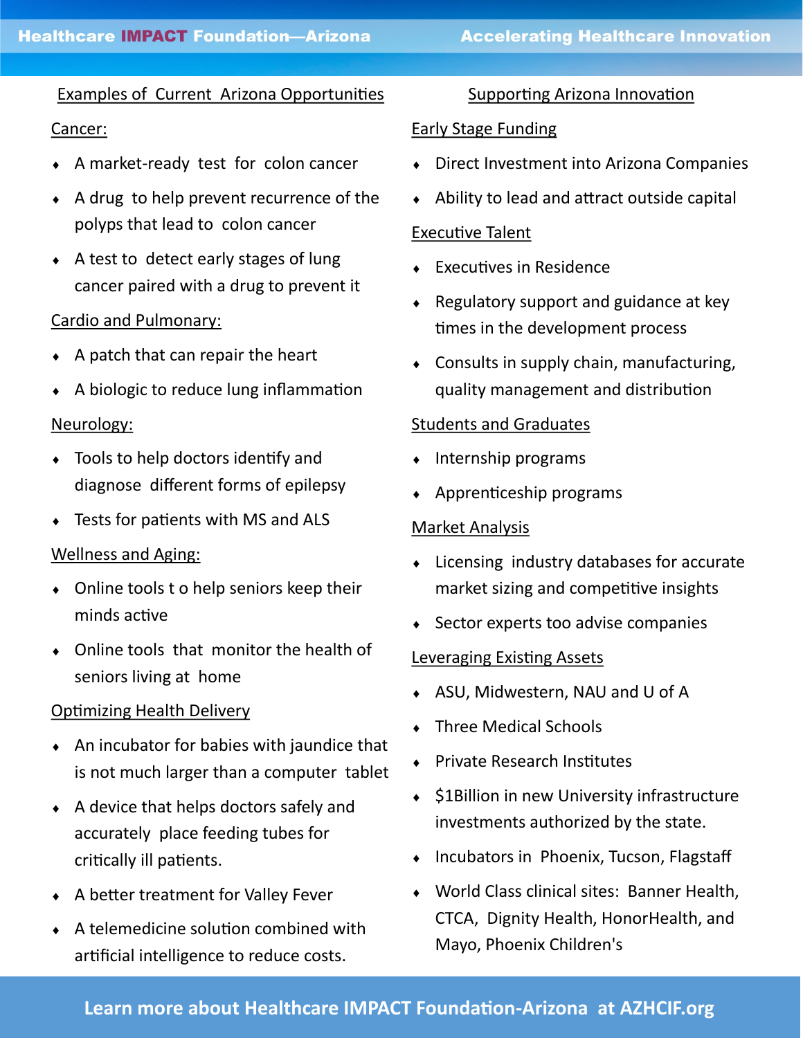## Examples of Current Arizona Opportunities

### Cancer:

- A market-ready test for colon cancer
- A drug to help prevent recurrence of the polyps that lead to colon cancer
- A test to detect early stages of lung cancer paired with a drug to prevent it

### Cardio and Pulmonary:

- A patch that can repair the heart
- A biologic to reduce lung inflammation

### Neurology:

- Tools to help doctors identify and diagnose different forms of epilepsy
- Tests for patients with MS and ALS

### Wellness and Aging:

- Online tools t o help seniors keep their minds active
- Online tools that monitor the health of seniors living at home

### Optimizing Health Delivery

- An incubator for babies with jaundice that is not much larger than a computer tablet
- A device that helps doctors safely and accurately place feeding tubes for critically ill patients.
- A better treatment for Valley Fever
- A telemedicine solution combined with artificial intelligence to reduce costs.

## Supporting Arizona Innovation

### Early Stage Funding

- Direct Investment into Arizona Companies
- Ability to lead and attract outside capital

### Executive Talent

- Executives in Residence
- Regulatory support and guidance at key times in the development process
- Consults in supply chain, manufacturing, quality management and distribution

### Students and Graduates

- Internship programs
- Apprenticeship programs

### Market Analysis

- Licensing industry databases for accurate market sizing and competitive insights
- Sector experts too advise companies

### Leveraging Existing Assets

- ASU, Midwestern, NAU and U of A
- Three Medical Schools
- Private Research Institutes
- $1Billion in new University infrastructure investments authorized by the state.
- Incubators in Phoenix, Tucson, Flagstaff
- World Class clinical sites: Banner Health, CTCA, Dignity Health, HonorHealth, and Mayo, Phoenix Children's

**Learn more about Healthcare IMPACT Foundation-Arizona at AZHCIF.org**